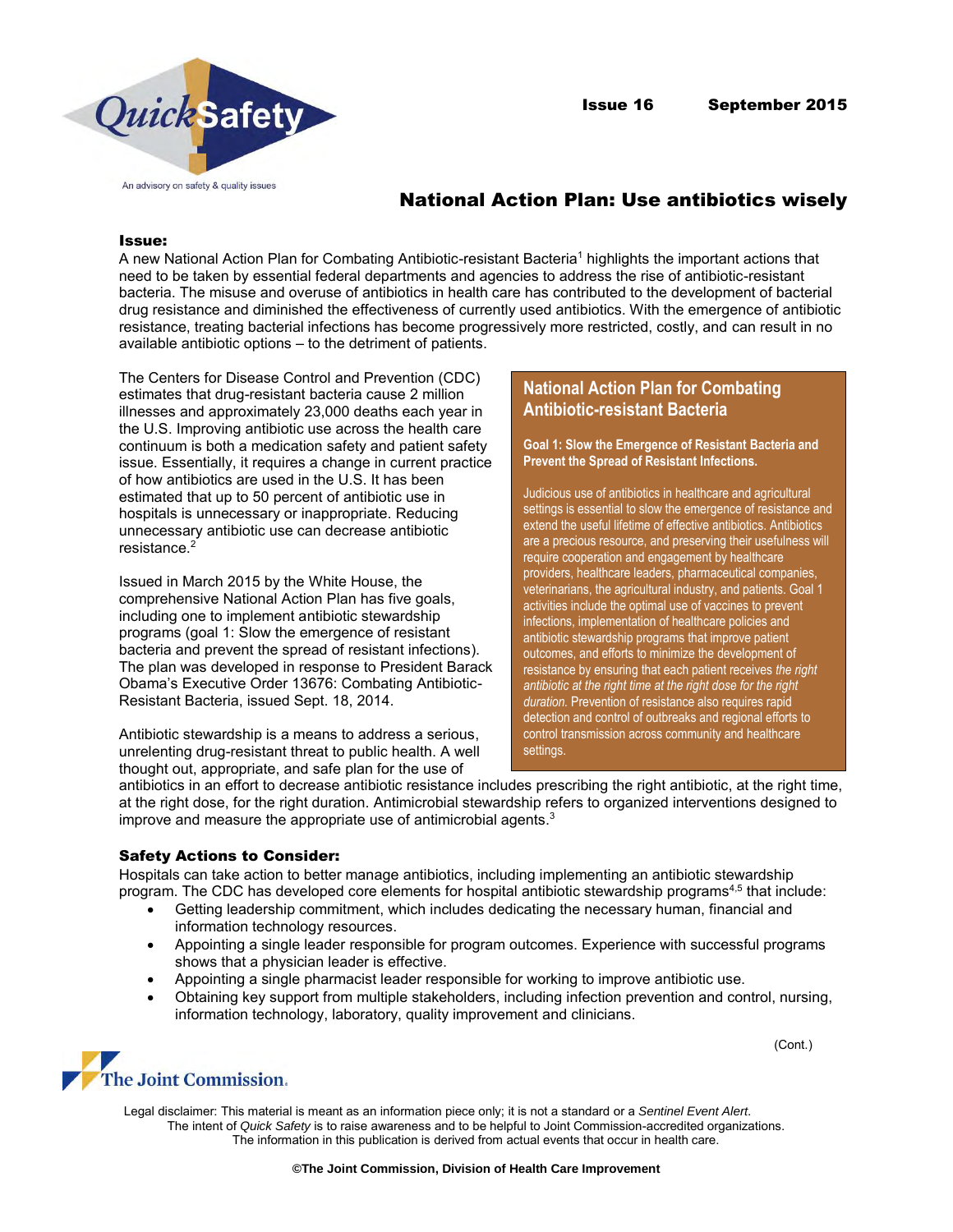Issue 16 September 2015

# National Action Plan: Use antibiotics wisely

**Issue:**

A new National Action Plan for Combating Antibiotic-resistant Bacteria[1] highlights the important actions that need to be taken by essential federal departments and agencies to address the rise of antibiotic-resistant bacteria. The misuse and overuse of antibiotics in health care has contributed to the development of bacterial drug resistance and diminished the effectiveness of currently used antibiotics. With the emergence of antibiotic resistance, treating bacterial infections has become progressively more restricted, costly, and can result in no available antibiotic options – to the detriment of patients.

The Centers for Disease Control and Prevention (CDC) estimates that drug-resistant bacteria cause 2 million illnesses and approximately 23,000 deaths each year in the U.S. Improving antibiotic use across the health care continuum is both a medication safety and patient safety issue. Essentially, it requires a change in current practice of how antibiotics are used in the U.S. It has been estimated that up to 50 percent of antibiotic use in hospitals is unnecessary or inappropriate. Reducing unnecessary antibiotic use can decrease antibiotic resistance.[2]

Issued in March 2015 by the White House, the comprehensive National Action Plan has five goals, including one to implement antibiotic stewardship programs (goal 1: Slow the emergence of resistant bacteria and prevent the spread of resistant infections). The plan was developed in response to President Barack Obama's Executive Order 13676: Combating Antibiotic-Resistant Bacteria, issued Sept. 18, 2014.

> ## National Action Plan for Combating Antibiotic-resistant Bacteria
>
> **Goal 1: Slow the Emergence of Resistant Bacteria and Prevent the Spread of Resistant Infections.**
>
> Judicious use of antibiotics in healthcare and agricultural settings is essential to slow the emergence of resistance and extend the useful lifetime of effective antibiotics. Antibiotics are a precious resource, and preserving their usefulness will require cooperation and engagement by healthcare providers, healthcare leaders, pharmaceutical companies, veterinarians, the agricultural industry, and patients. Goal 1 activities include the optimal use of vaccines to prevent infections, implementation of healthcare policies and antibiotic stewardship programs that improve patient outcomes, and efforts to minimize the development of resistance by ensuring that each patient receives *the right antibiotic at the right time at the right dose for the right duration.* Prevention of resistance also requires rapid detection and control of outbreaks and regional efforts to control transmission across community and healthcare settings.

Antibiotic stewardship is a means to address a serious, unrelenting drug-resistant threat to public health. A well thought out, appropriate, and safe plan for the use of antibiotics in an effort to decrease antibiotic resistance includes prescribing the right antibiotic, at the right time, at the right dose, for the right duration. Antimicrobial stewardship refers to organized interventions designed to improve and measure the appropriate use of antimicrobial agents.[3]

**Safety Actions to Consider:**

Hospitals can take action to better manage antibiotics, including implementing an antibiotic stewardship program. The CDC has developed core elements for hospital antibiotic stewardship programs[4,5] that include:

- Getting leadership commitment, which includes dedicating the necessary human, financial and information technology resources.
- Appointing a single leader responsible for program outcomes. Experience with successful programs shows that a physician leader is effective.
- Appointing a single pharmacist leader responsible for working to improve antibiotic use.
- Obtaining key support from multiple stakeholders, including infection prevention and control, nursing, information technology, laboratory, quality improvement and clinicians.

(Cont.)

Legal disclaimer: This material is meant as an information piece only; it is not a standard or a *Sentinel Event Alert*. The intent of *Quick Safety* is to raise awareness and to be helpful to Joint Commission-accredited organizations. The information in this publication is derived from actual events that occur in health care.

**©The Joint Commission, Division of Health Care Improvement**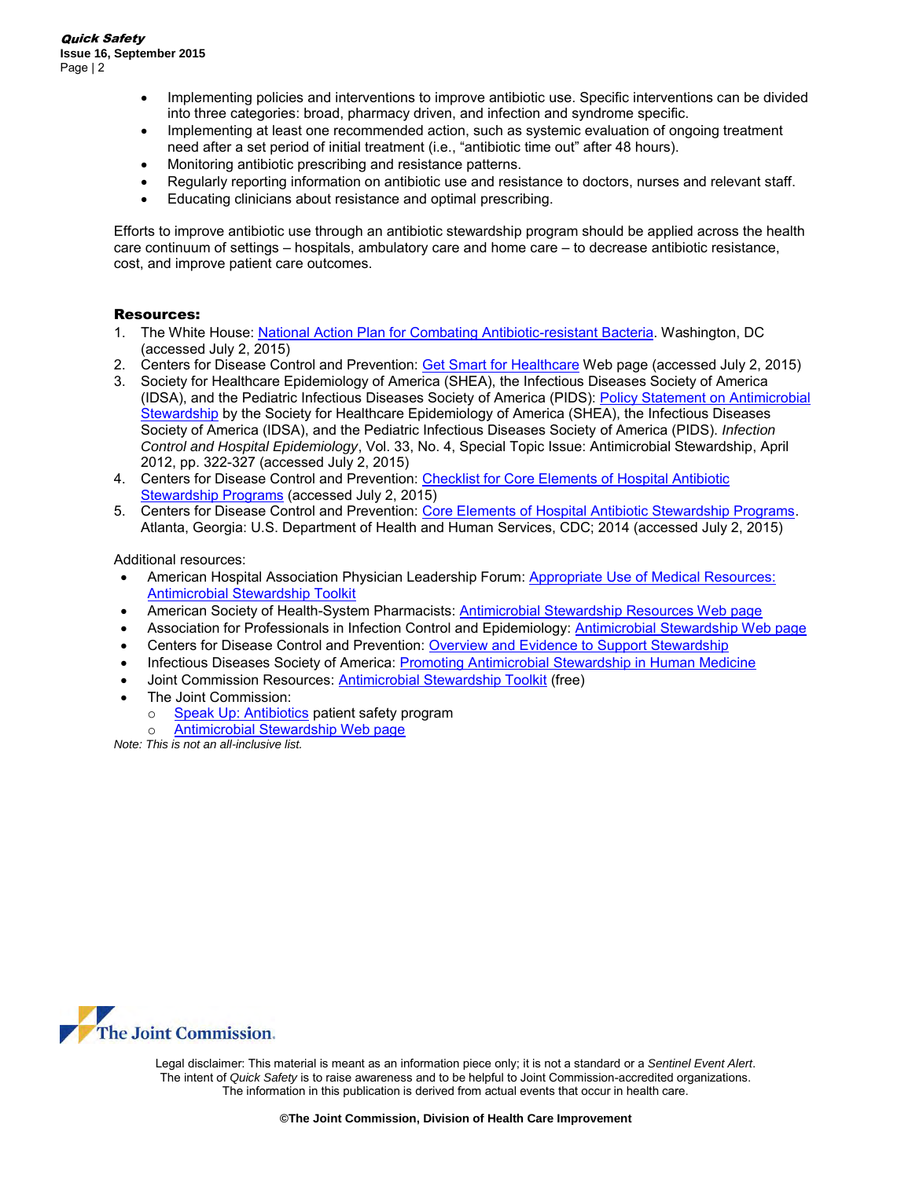- Implementing policies and interventions to improve antibiotic use. Specific interventions can be divided into three categories: broad, pharmacy driven, and infection and syndrome specific.
- Implementing at least one recommended action, such as systemic evaluation of ongoing treatment need after a set period of initial treatment (i.e., "antibiotic time out" after 48 hours).
- Monitoring antibiotic prescribing and resistance patterns.
- Regularly reporting information on antibiotic use and resistance to doctors, nurses and relevant staff.
- Educating clinicians about resistance and optimal prescribing.

Efforts to improve antibiotic use through an antibiotic stewardship program should be applied across the health care continuum of settings – hospitals, ambulatory care and home care – to decrease antibiotic resistance, cost, and improve patient care outcomes.

## Resources:

1. The White House: National Action Plan for Combating Antibiotic-resistant Bacteria. Washington, DC (accessed July 2, 2015)
2. Centers for Disease Control and Prevention: Get Smart for Healthcare Web page (accessed July 2, 2015)
3. Society for Healthcare Epidemiology of America (SHEA), the Infectious Diseases Society of America (IDSA), and the Pediatric Infectious Diseases Society of America (PIDS): Policy Statement on Antimicrobial Stewardship by the Society for Healthcare Epidemiology of America (SHEA), the Infectious Diseases Society of America (IDSA), and the Pediatric Infectious Diseases Society of America (PIDS). *Infection Control and Hospital Epidemiology*, Vol. 33, No. 4, Special Topic Issue: Antimicrobial Stewardship, April 2012, pp. 322-327 (accessed July 2, 2015)
4. Centers for Disease Control and Prevention: Checklist for Core Elements of Hospital Antibiotic Stewardship Programs (accessed July 2, 2015)
5. Centers for Disease Control and Prevention: Core Elements of Hospital Antibiotic Stewardship Programs. Atlanta, Georgia: U.S. Department of Health and Human Services, CDC; 2014 (accessed July 2, 2015)

Additional resources:

- American Hospital Association Physician Leadership Forum: Appropriate Use of Medical Resources: Antimicrobial Stewardship Toolkit
- American Society of Health-System Pharmacists: Antimicrobial Stewardship Resources Web page
- Association for Professionals in Infection Control and Epidemiology: Antimicrobial Stewardship Web page
- Centers for Disease Control and Prevention: Overview and Evidence to Support Stewardship
- Infectious Diseases Society of America: Promoting Antimicrobial Stewardship in Human Medicine
- Joint Commission Resources: Antimicrobial Stewardship Toolkit (free)
- The Joint Commission:
  - Speak Up: Antibiotics patient safety program
  - Antimicrobial Stewardship Web page

*Note: This is not an all-inclusive list.*

The Joint Commission

Legal disclaimer: This material is meant as an information piece only; it is not a standard or a *Sentinel Event Alert*. The intent of *Quick Safety* is to raise awareness and to be helpful to Joint Commission-accredited organizations. The information in this publication is derived from actual events that occur in health care.

**©The Joint Commission, Division of Health Care Improvement**